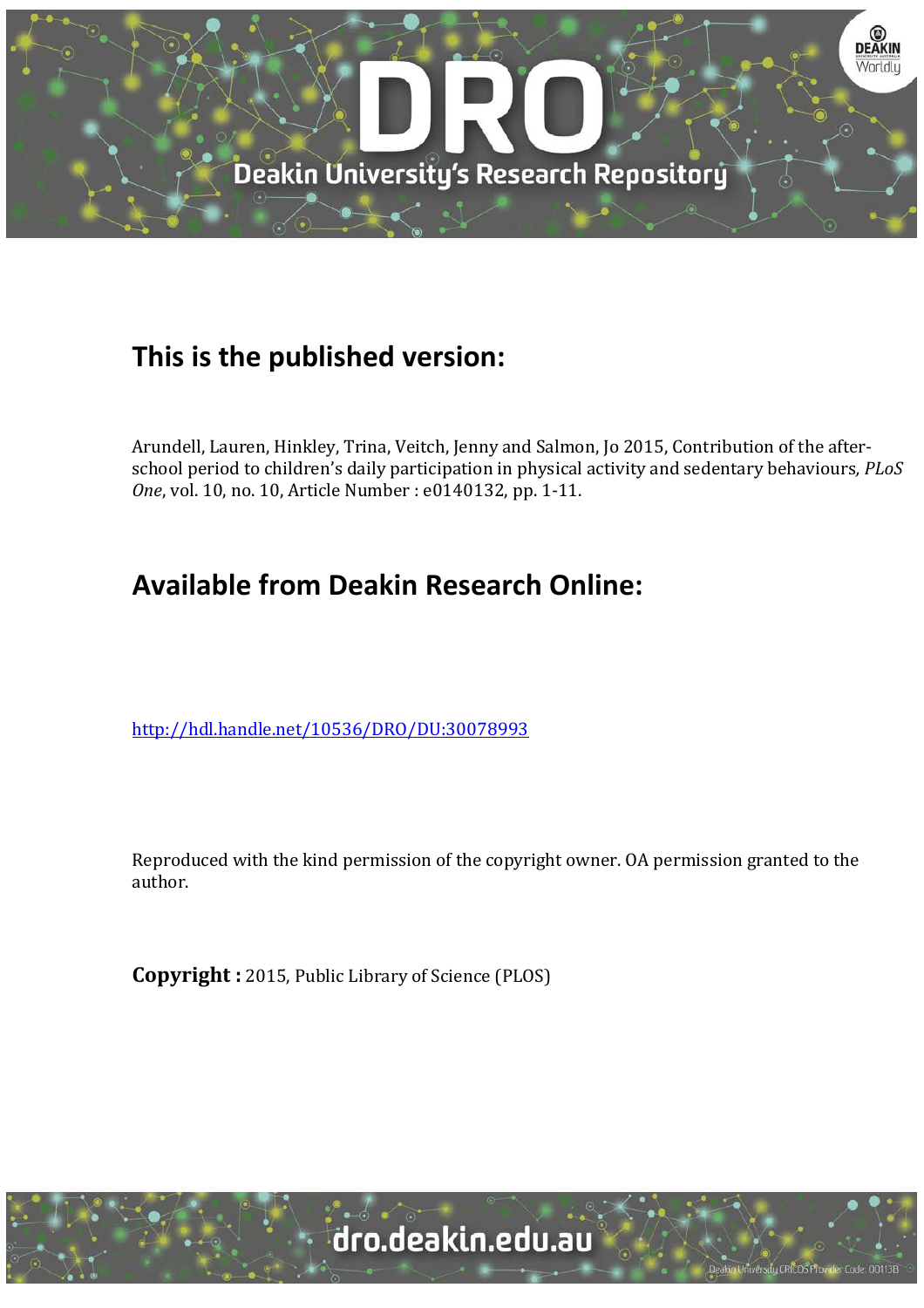## This is the published version:

Arundell, Lauren, Hinkley, Trina, Veitch, Jenny and Salmon, Jo 2015, Contribution of the after-school period to children's daily participation in physical activity and sedentary behaviours, *PLoS One*, vol. 10, no. 10, Article Number : e0140132, pp. 1-11.

## Available from Deakin Research Online:

http://hdl.handle.net/10536/DRO/DU:30078993

Reproduced with the kind permission of the copyright owner. OA permission granted to the author.

**Copyright :** 2015, Public Library of Science (PLOS)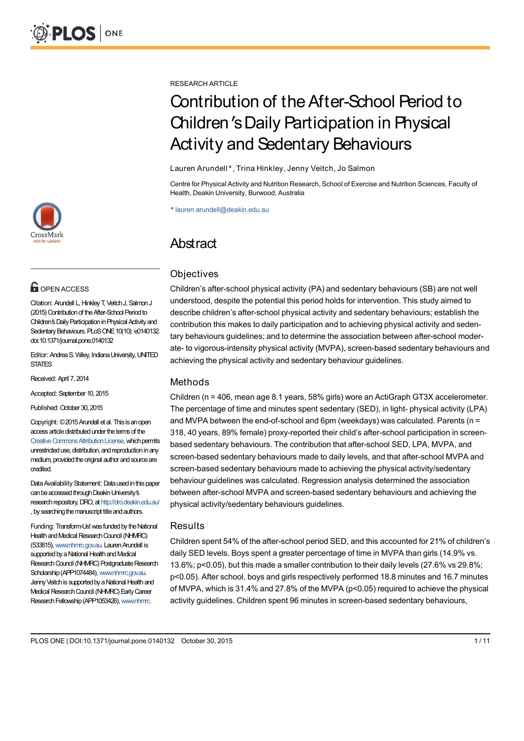RESEARCH ARTICLE

# Contribution of the After-School Period to Children's Daily Participation in Physical Activity and Sedentary Behaviours

Lauren Arundell*, Trina Hinkley, Jenny Veitch, Jo Salmon

Centre for Physical Activity and Nutrition Research, School of Exercise and Nutrition Sciences, Faculty of Health, Deakin University, Burwood, Australia

* lauren.arundell@deakin.edu.au

OPEN ACCESS

Citation: Arundell L, Hinkley T, Veitch J, Salmon J (2015) Contribution of the After-School Period to Children's Daily Participation in Physical Activity and Sedentary Behaviours. PLoS ONE 10(10): e0140132. doi:10.1371/journal.pone.0140132

Editor: Andrea S. Wiley, Indiana University, UNITED STATES

Received: April 7, 2014

Accepted: September 10, 2015

Published: October 30, 2015

Copyright: © 2015 Arundell et al. This is an open access article distributed under the terms of the Creative Commons Attribution License, which permits unrestricted use, distribution, and reproduction in any medium, provided the original author and source are credited.

Data Availability Statement: Data used in this paper can be accessed through Deakin University's research repository, DRO, at http://dro.deakin.edu.au/, by searching the manuscript title and authors.

Funding: Transform-Us! was funded by the National Health and Medical Research Council (NHMRC) (533815), www.nhmrc.gov.au. Lauren Arundell is supported by a National Health and Medical Research Council (NHMRC) Postgraduate Research Scholarship (APP1074484), www.nhmrc.gov.au. Jenny Veitch is supported by a National Health and Medical Research Council (NHMRC) Early Career Research Fellowship (APP1053426), www.nhmrc.

## Abstract

### Objectives

Children's after-school physical activity (PA) and sedentary behaviours (SB) are not well understood, despite the potential this period holds for intervention. This study aimed to describe children's after-school physical activity and sedentary behaviours; establish the contribution this makes to daily participation and to achieving physical activity and sedentary behaviours guidelines; and to determine the association between after-school moderate- to vigorous-intensity physical activity (MVPA), screen-based sedentary behaviours and achieving the physical activity and sedentary behaviour guidelines.

### Methods

Children (n = 406, mean age 8.1 years, 58% girls) wore an ActiGraph GT3X accelerometer. The percentage of time and minutes spent sedentary (SED), in light- physical activity (LPA) and MVPA between the end-of-school and 6pm (weekdays) was calculated. Parents (n = 318, 40 years, 89% female) proxy-reported their child's after-school participation in screen-based sedentary behaviours. The contribution that after-school SED, LPA, MVPA, and screen-based sedentary behaviours made to daily levels, and that after-school MVPA and screen-based sedentary behaviours made to achieving the physical activity/sedentary behaviour guidelines was calculated. Regression analysis determined the association between after-school MVPA and screen-based sedentary behaviours and achieving the physical activity/sedentary behaviours guidelines.

### Results

Children spent 54% of the after-school period SED, and this accounted for 21% of children's daily SED levels. Boys spent a greater percentage of time in MVPA than girls (14.9% vs. 13.6%; $p<0.05$), but this made a smaller contribution to their daily levels (27.6% vs 29.8%; $p<0.05$). After school, boys and girls respectively performed 18.8 minutes and 16.7 minutes of MVPA, which is 31.4% and 27.8% of the MVPA ($p<0.05$) required to achieve the physical activity guidelines. Children spent 96 minutes in screen-based sedentary behaviours,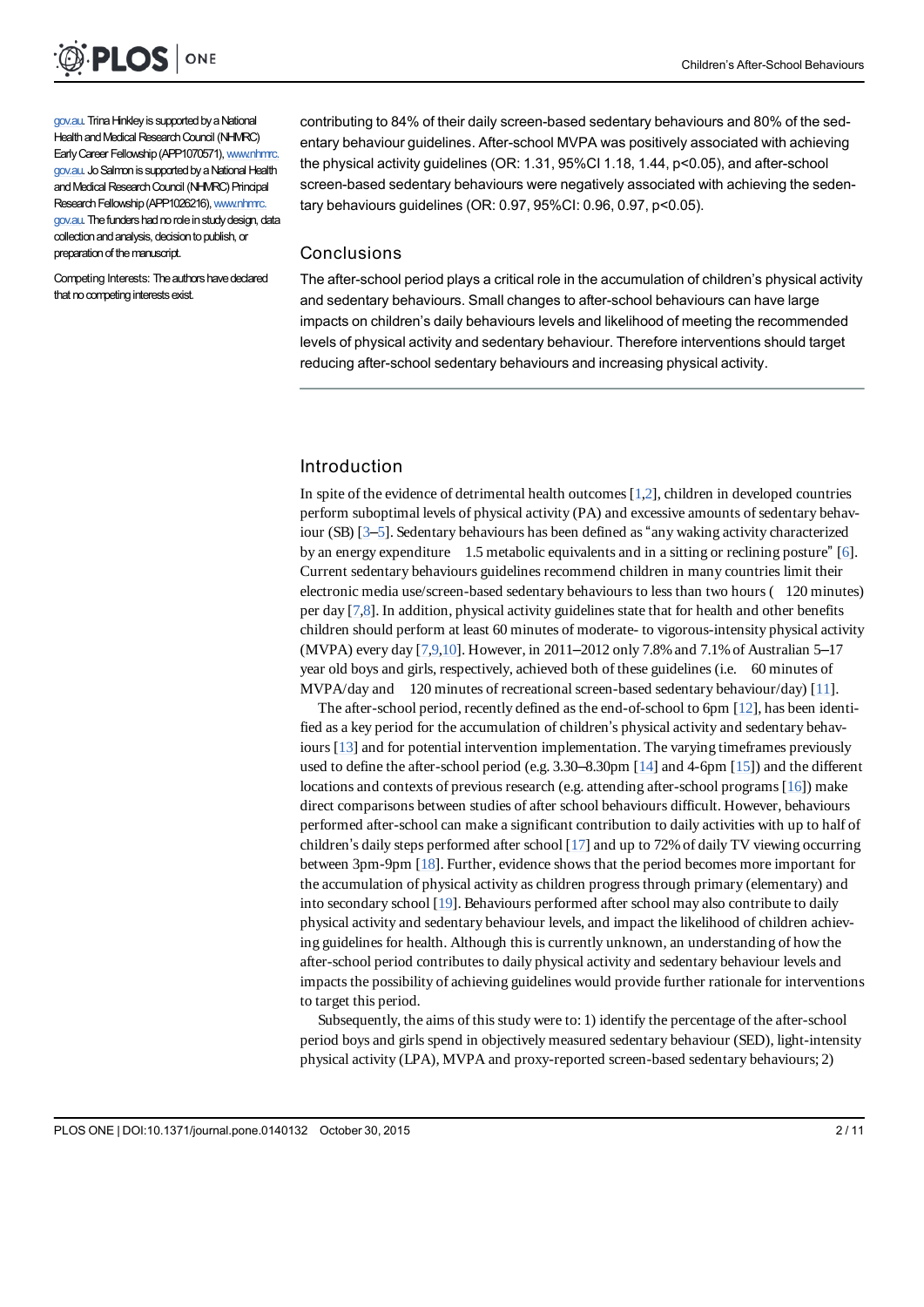gov.au. Trina Hinkley is supported by a National Health and Medical Research Council (NHMRC) Early Career Fellowship (APP1070571), www.nhmrc.gov.au. Jo Salmon is supported by a National Health and Medical Research Council (NHMRC) Principal Research Fellowship (APP1026216), www.nhmrc.gov.au. The funders had no role in study design, data collection and analysis, decision to publish, or preparation of the manuscript.

Competing Interests: The authors have declared that no competing interests exist.

contributing to 84% of their daily screen-based sedentary behaviours and 80% of the sedentary behaviour guidelines. After-school MVPA was positively associated with achieving the physical activity guidelines (OR: 1.31, 95%CI 1.18, 1.44, $p<0.05$), and after-school screen-based sedentary behaviours were negatively associated with achieving the sedentary behaviours guidelines (OR: 0.97, 95%CI: 0.96, 0.97, $p<0.05$).

## Conclusions

The after-school period plays a critical role in the accumulation of children's physical activity and sedentary behaviours. Small changes to after-school behaviours can have large impacts on children's daily behaviours levels and likelihood of meeting the recommended levels of physical activity and sedentary behaviour. Therefore interventions should target reducing after-school sedentary behaviours and increasing physical activity.

## Introduction

In spite of the evidence of detrimental health outcomes [1,2], children in developed countries perform suboptimal levels of physical activity (PA) and excessive amounts of sedentary behaviour (SB) [3–5]. Sedentary behaviours has been defined as "any waking activity characterized by an energy expenditure ≤ 1.5 metabolic equivalents and in a sitting or reclining posture" [6]. Current sedentary behaviours guidelines recommend children in many countries limit their electronic media use/screen-based sedentary behaviours to less than two hours (≤ 120 minutes) per day [7,8]. In addition, physical activity guidelines state that for health and other benefits children should perform at least 60 minutes of moderate- to vigorous-intensity physical activity (MVPA) every day [7,9,10]. However, in 2011–2012 only 7.8% and 7.1% of Australian 5–17 year old boys and girls, respectively, achieved both of these guidelines (i.e. ≥ 60 minutes of MVPA/day and ≤ 120 minutes of recreational screen-based sedentary behaviour/day) [11].

The after-school period, recently defined as the end-of-school to 6pm [12], has been identified as a key period for the accumulation of children's physical activity and sedentary behaviours [13] and for potential intervention implementation. The varying timeframes previously used to define the after-school period (e.g. 3.30–8.30pm [14] and 4-6pm [15]) and the different locations and contexts of previous research (e.g. attending after-school programs [16]) make direct comparisons between studies of after school behaviours difficult. However, behaviours performed after-school can make a significant contribution to daily activities with up to half of children's daily steps performed after school [17] and up to 72% of daily TV viewing occurring between 3pm-9pm [18]. Further, evidence shows that the period becomes more important for the accumulation of physical activity as children progress through primary (elementary) and into secondary school [19]. Behaviours performed after school may also contribute to daily physical activity and sedentary behaviour levels, and impact the likelihood of children achieving guidelines for health. Although this is currently unknown, an understanding of how the after-school period contributes to daily physical activity and sedentary behaviour levels and impacts the possibility of achieving guidelines would provide further rationale for interventions to target this period.

Subsequently, the aims of this study were to: 1) identify the percentage of the after-school period boys and girls spend in objectively measured sedentary behaviour (SED), light-intensity physical activity (LPA), MVPA and proxy-reported screen-based sedentary behaviours; 2)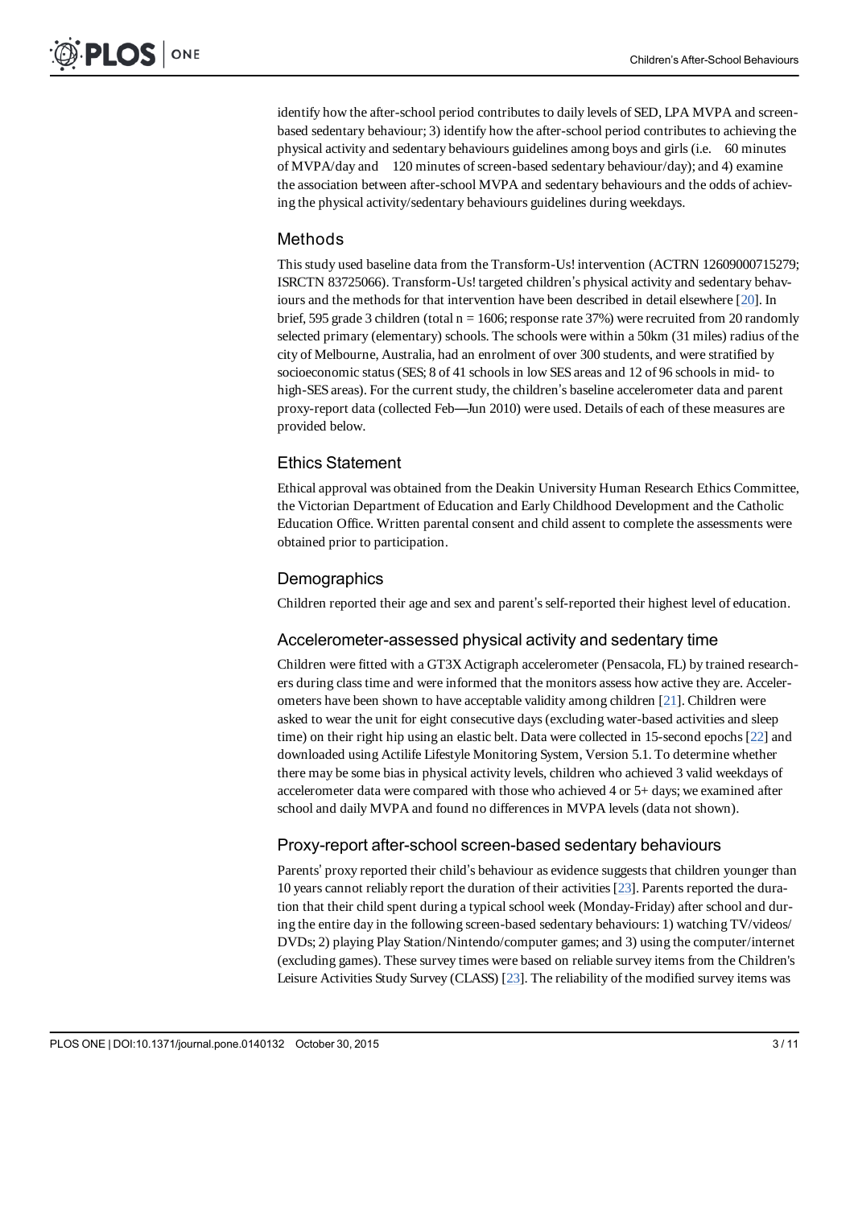identify how the after-school period contributes to daily levels of SED, LPA MVPA and screen-based sedentary behaviour; 3) identify how the after-school period contributes to achieving the physical activity and sedentary behaviours guidelines among boys and girls (i.e. 60 minutes of MVPA/day and 120 minutes of screen-based sedentary behaviour/day); and 4) examine the association between after-school MVPA and sedentary behaviours and the odds of achieving the physical activity/sedentary behaviours guidelines during weekdays.

## Methods

This study used baseline data from the Transform-Us! intervention (ACTRN 12609000715279; ISRCTN 83725066). Transform-Us! targeted children's physical activity and sedentary behaviours and the methods for that intervention have been described in detail elsewhere [20]. In brief, 595 grade 3 children (total n = 1606; response rate 37%) were recruited from 20 randomly selected primary (elementary) schools. The schools were within a 50km (31 miles) radius of the city of Melbourne, Australia, had an enrolment of over 300 students, and were stratified by socioeconomic status (SES; 8 of 41 schools in low SES areas and 12 of 96 schools in mid- to high-SES areas). For the current study, the children's baseline accelerometer data and parent proxy-report data (collected Feb—Jun 2010) were used. Details of each of these measures are provided below.

## Ethics Statement

Ethical approval was obtained from the Deakin University Human Research Ethics Committee, the Victorian Department of Education and Early Childhood Development and the Catholic Education Office. Written parental consent and child assent to complete the assessments were obtained prior to participation.

## Demographics

Children reported their age and sex and parent's self-reported their highest level of education.

## Accelerometer-assessed physical activity and sedentary time

Children were fitted with a GT3X Actigraph accelerometer (Pensacola, FL) by trained researchers during class time and were informed that the monitors assess how active they are. Accelerometers have been shown to have acceptable validity among children [21]. Children were asked to wear the unit for eight consecutive days (excluding water-based activities and sleep time) on their right hip using an elastic belt. Data were collected in 15-second epochs [22] and downloaded using Actilife Lifestyle Monitoring System, Version 5.1. To determine whether there may be some bias in physical activity levels, children who achieved 3 valid weekdays of accelerometer data were compared with those who achieved 4 or 5+ days; we examined after school and daily MVPA and found no differences in MVPA levels (data not shown).

## Proxy-report after-school screen-based sedentary behaviours

Parents' proxy reported their child's behaviour as evidence suggests that children younger than 10 years cannot reliably report the duration of their activities [23]. Parents reported the duration that their child spent during a typical school week (Monday-Friday) after school and during the entire day in the following screen-based sedentary behaviours: 1) watching TV/videos/DVDs; 2) playing Play Station/Nintendo/computer games; and 3) using the computer/internet (excluding games). These survey times were based on reliable survey items from the Children's Leisure Activities Study Survey (CLASS) [23]. The reliability of the modified survey items was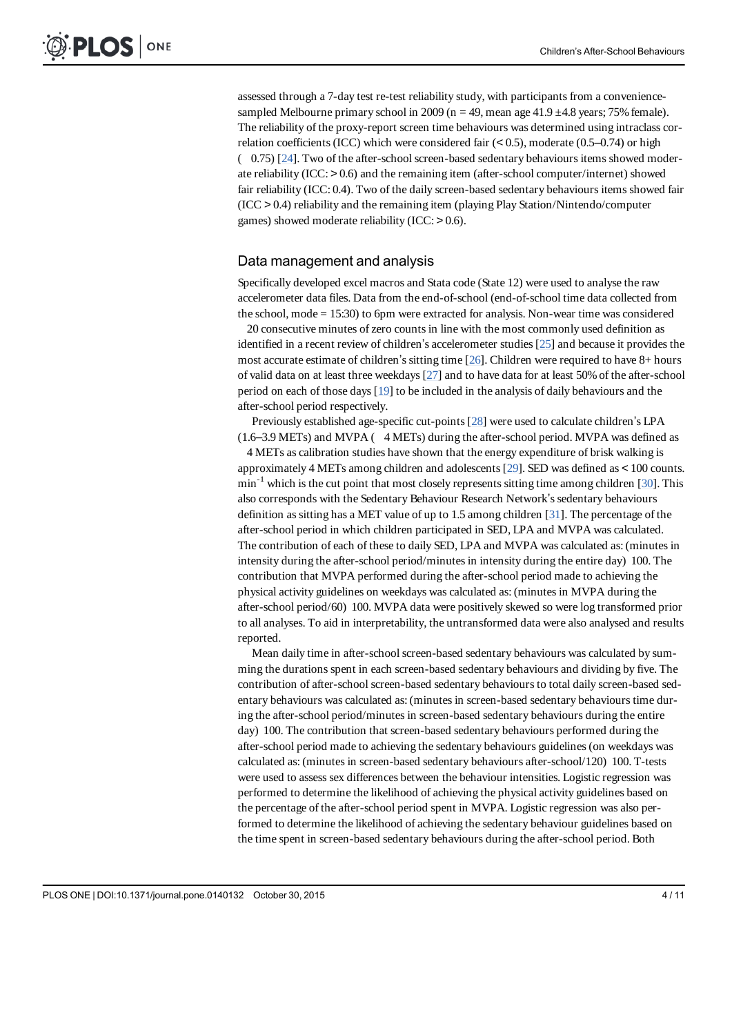assessed through a 7-day test re-test reliability study, with participants from a convenience-sampled Melbourne primary school in 2009 (n = 49, mean age 41.9 ±4.8 years; 75% female). The reliability of the proxy-report screen time behaviours was determined using intraclass correlation coefficients (ICC) which were considered fair (< 0.5), moderate (0.5–0.74) or high ( 0.75) [24]. Two of the after-school screen-based sedentary behaviours items showed moderate reliability (ICC: > 0.6) and the remaining item (after-school computer/internet) showed fair reliability (ICC: 0.4). Two of the daily screen-based sedentary behaviours items showed fair (ICC > 0.4) reliability and the remaining item (playing Play Station/Nintendo/computer games) showed moderate reliability (ICC: > 0.6).

## Data management and analysis

Specifically developed excel macros and Stata code (State 12) were used to analyse the raw accelerometer data files. Data from the end-of-school (end-of-school time data collected from the school, mode = 15:30) to 6pm were extracted for analysis. Non-wear time was considered 20 consecutive minutes of zero counts in line with the most commonly used definition as identified in a recent review of children's accelerometer studies [25] and because it provides the most accurate estimate of children's sitting time [26]. Children were required to have 8+ hours of valid data on at least three weekdays [27] and to have data for at least 50% of the after-school period on each of those days [19] to be included in the analysis of daily behaviours and the after-school period respectively.

Previously established age-specific cut-points [28] were used to calculate children's LPA (1.6–3.9 METs) and MVPA ( 4 METs) during the after-school period. MVPA was defined as 4 METs as calibration studies have shown that the energy expenditure of brisk walking is approximately 4 METs among children and adolescents [29]. SED was defined as < 100 counts. $min^{-1}$ which is the cut point that most closely represents sitting time among children [30]. This also corresponds with the Sedentary Behaviour Research Network's sedentary behaviours definition as sitting has a MET value of up to 1.5 among children [31]. The percentage of the after-school period in which children participated in SED, LPA and MVPA was calculated. The contribution of each of these to daily SED, LPA and MVPA was calculated as: (minutes in intensity during the after-school period/minutes in intensity during the entire day) 100. The contribution that MVPA performed during the after-school period made to achieving the physical activity guidelines on weekdays was calculated as: (minutes in MVPA during the after-school period/60) 100. MVPA data were positively skewed so were log transformed prior to all analyses. To aid in interpretability, the untransformed data were also analysed and results reported.

Mean daily time in after-school screen-based sedentary behaviours was calculated by summing the durations spent in each screen-based sedentary behaviours and dividing by five. The contribution of after-school screen-based sedentary behaviours to total daily screen-based sedentary behaviours was calculated as: (minutes in screen-based sedentary behaviours time during the after-school period/minutes in screen-based sedentary behaviours during the entire day) 100. The contribution that screen-based sedentary behaviours performed during the after-school period made to achieving the sedentary behaviours guidelines (on weekdays was calculated as: (minutes in screen-based sedentary behaviours after-school/120) 100. T-tests were used to assess sex differences between the behaviour intensities. Logistic regression was performed to determine the likelihood of achieving the physical activity guidelines based on the percentage of the after-school period spent in MVPA. Logistic regression was also performed to determine the likelihood of achieving the sedentary behaviour guidelines based on the time spent in screen-based sedentary behaviours during the after-school period. Both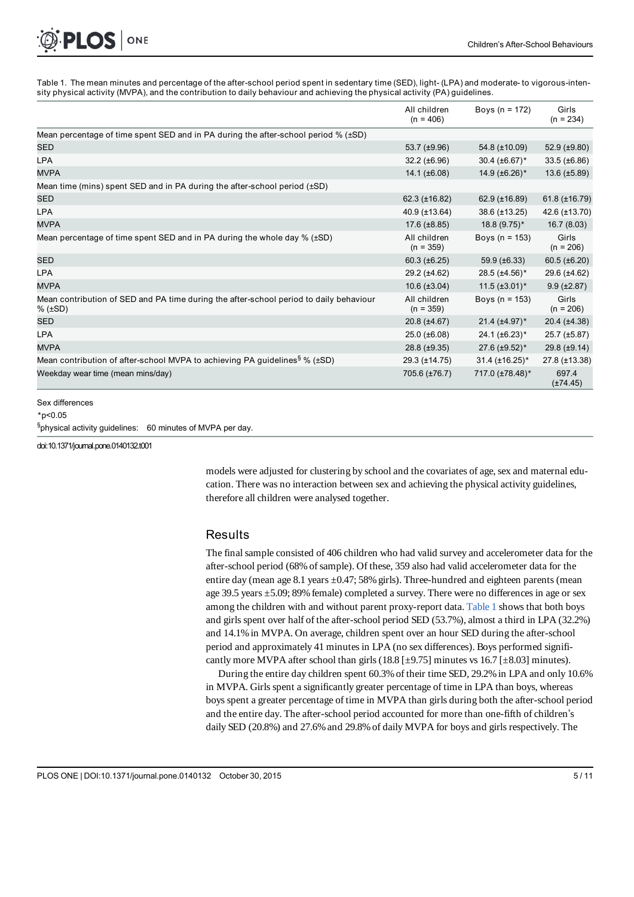Table 1. The mean minutes and percentage of the after-school period spent in sedentary time (SED), light- (LPA) and moderate- to vigorous-intensity physical activity (MVPA), and the contribution to daily behaviour and achieving the physical activity (PA) guidelines.

| | All children (n = 406) | Boys (n = 172) | Girls (n = 234) |
|---|---|---|---|
| Mean percentage of time spent SED and in PA during the after-school period % (±SD) | | | |
| SED | 53.7 (±9.96) | 54.8 (±10.09) | 52.9 (±9.80) |
| LPA | 32.2 (±6.96) | 30.4 (±6.67)* | 33.5 (±6.86) |
| MVPA | 14.1 (±6.08) | 14.9 (±6.26)* | 13.6 (±5.89) |
| Mean time (mins) spent SED and in PA during the after-school period (±SD) | | | |
| SED | 62.3 (±16.82) | 62.9 (±16.89) | 61.8 (±16.79) |
| LPA | 40.9 (±13.64) | 38.6 (±13.25) | 42.6 (±13.70) |
| MVPA | 17.6 (±8.85) | 18.8 (9.75)* | 16.7 (8.03) |
| Mean percentage of time spent SED and in PA during the whole day % (±SD) | All children (n = 359) | Boys (n = 153) | Girls (n = 206) |
| SED | 60.3 (±6.25) | 59.9 (±6.33) | 60.5 (±6.20) |
| LPA | 29.2 (±4.62) | 28.5 (±4.56)* | 29.6 (±4.62) |
| MVPA | 10.6 (±3.04) | 11.5 (±3.01)* | 9.9 (±2.87) |
| Mean contribution of SED and PA time during the after-school period to daily behaviour % (±SD) | All children (n = 359) | Boys (n = 153) | Girls (n = 206) |
| SED | 20.8 (±4.67) | 21.4 (±4.97)* | 20.4 (±4.38) |
| LPA | 25.0 (±6.08) | 24.1 (±6.23)* | 25.7 (±5.87) |
| MVPA | 28.8 (±9.35) | 27.6 (±9.52)* | 29.8 (±9.14) |
| Mean contribution of after-school MVPA to achieving PA guidelines[§] % (±SD) | 29.3 (±14.75) | 31.4 (±16.25)* | 27.8 (±13.38) |
| Weekday wear time (mean mins/day) | 705.6 (±76.7) | 717.0 (±78.48)* | 697.4 (±74.45) |

Sex differences

*p<0.05

[§]physical activity guidelines: 60 minutes of MVPA per day.

doi:10.1371/journal.pone.0140132.t001

models were adjusted for clustering by school and the covariates of age, sex and maternal education. There was no interaction between sex and achieving the physical activity guidelines, therefore all children were analysed together.

## Results

The final sample consisted of 406 children who had valid survey and accelerometer data for the after-school period (68% of sample). Of these, 359 also had valid accelerometer data for the entire day (mean age 8.1 years ±0.47; 58% girls). Three-hundred and eighteen parents (mean age 39.5 years ±5.09; 89% female) completed a survey. There were no differences in age or sex among the children with and without parent proxy-report data. Table 1 shows that both boys and girls spent over half of the after-school period SED (53.7%), almost a third in LPA (32.2%) and 14.1% in MVPA. On average, children spent over an hour SED during the after-school period and approximately 41 minutes in LPA (no sex differences). Boys performed significantly more MVPA after school than girls (18.8 [±9.75] minutes vs 16.7 [±8.03] minutes).

During the entire day children spent 60.3% of their time SED, 29.2% in LPA and only 10.6% in MVPA. Girls spent a significantly greater percentage of time in LPA than boys, whereas boys spent a greater percentage of time in MVPA than girls during both the after-school period and the entire day. The after-school period accounted for more than one-fifth of children's daily SED (20.8%) and 27.6% and 29.8% of daily MVPA for boys and girls respectively. The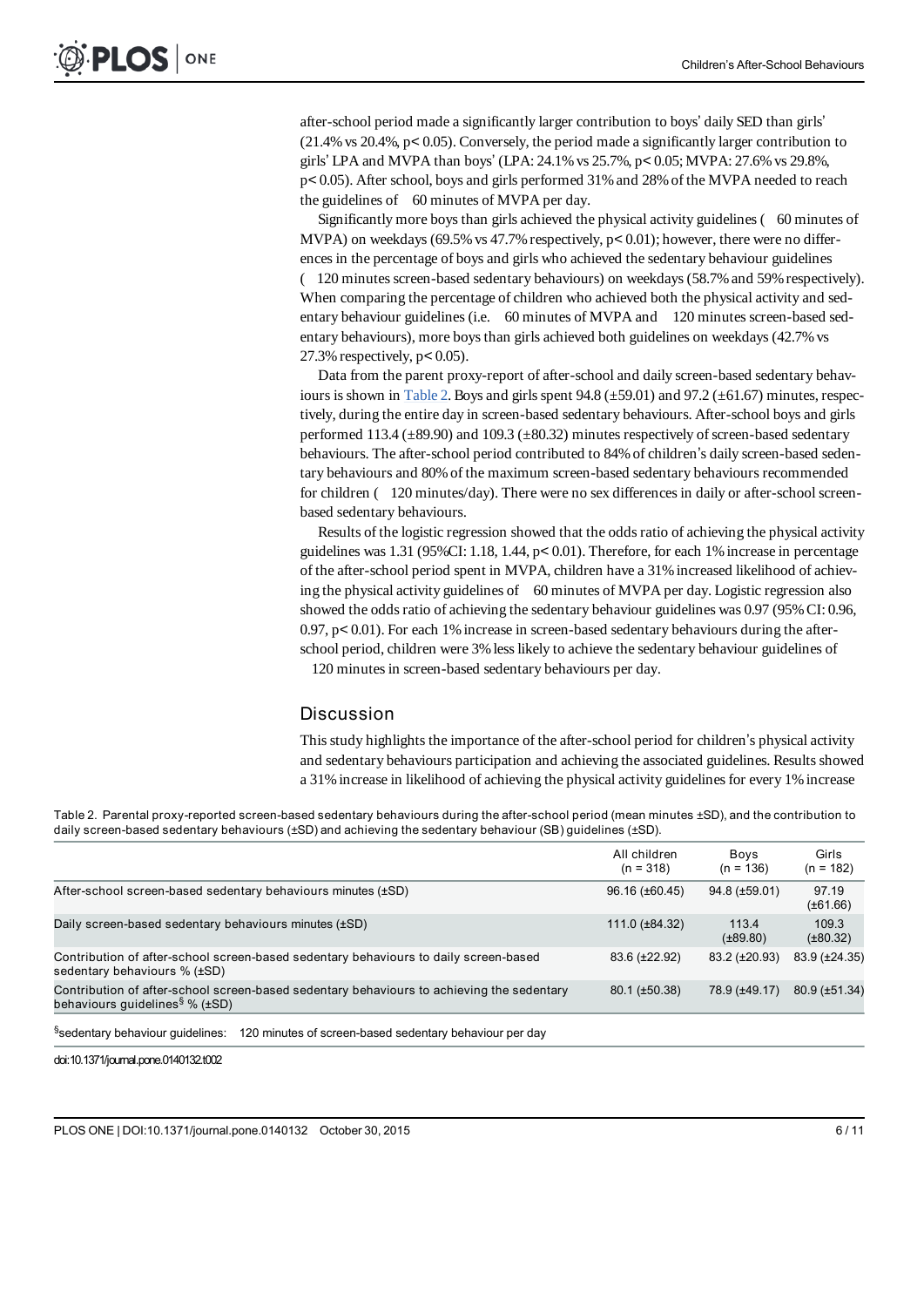after-school period made a significantly larger contribution to boys' daily SED than girls' (21.4% vs 20.4%, $p < 0.05$). Conversely, the period made a significantly larger contribution to girls' LPA and MVPA than boys' (LPA: 24.1% vs 25.7%, $p < 0.05$; MVPA: 27.6% vs 29.8%, $p < 0.05$). After school, boys and girls performed 31% and 28% of the MVPA needed to reach the guidelines of ≥60 minutes of MVPA per day.

Significantly more boys than girls achieved the physical activity guidelines (≥60 minutes of MVPA) on weekdays (69.5% vs 47.7% respectively, $p < 0.01$); however, there were no differences in the percentage of boys and girls who achieved the sedentary behaviour guidelines (≤120 minutes screen-based sedentary behaviours) on weekdays (58.7% and 59% respectively). When comparing the percentage of children who achieved both the physical activity and sedentary behaviour guidelines (i.e. ≥60 minutes of MVPA and ≤120 minutes screen-based sedentary behaviours), more boys than girls achieved both guidelines on weekdays (42.7% vs 27.3% respectively, $p < 0.05$).

Data from the parent proxy-report of after-school and daily screen-based sedentary behaviours is shown in Table 2. Boys and girls spent 94.8 (±59.01) and 97.2 (±61.67) minutes, respectively, during the entire day in screen-based sedentary behaviours. After-school boys and girls performed 113.4 (±89.90) and 109.3 (±80.32) minutes respectively of screen-based sedentary behaviours. The after-school period contributed to 84% of children's daily screen-based sedentary behaviours and 80% of the maximum screen-based sedentary behaviours recommended for children (≤120 minutes/day). There were no sex differences in daily or after-school screen-based sedentary behaviours.

Results of the logistic regression showed that the odds ratio of achieving the physical activity guidelines was 1.31 (95%CI: 1.18, 1.44, $p < 0.01$). Therefore, for each 1% increase in percentage of the after-school period spent in MVPA, children have a 31% increased likelihood of achieving the physical activity guidelines of ≥60 minutes of MVPA per day. Logistic regression also showed the odds ratio of achieving the sedentary behaviour guidelines was 0.97 (95% CI: 0.96, 0.97, $p < 0.01$). For each 1% increase in screen-based sedentary behaviours during the after-school period, children were 3% less likely to achieve the sedentary behaviour guidelines of ≤120 minutes in screen-based sedentary behaviours per day.

## Discussion

This study highlights the importance of the after-school period for children's physical activity and sedentary behaviours participation and achieving the associated guidelines. Results showed a 31% increase in likelihood of achieving the physical activity guidelines for every 1% increase

Table 2. Parental proxy-reported screen-based sedentary behaviours during the after-school period (mean minutes ±SD), and the contribution to daily screen-based sedentary behaviours (±SD) and achieving the sedentary behaviour (SB) guidelines (±SD).

| | All children (n = 318) | Boys (n = 136) | Girls (n = 182) |
|---|---|---|---|
| After-school screen-based sedentary behaviours minutes (±SD) | 96.16 (±60.45) | 94.8 (±59.01) | 97.19 (±61.66) |
| Daily screen-based sedentary behaviours minutes (±SD) | 111.0 (±84.32) | 113.4 (±89.80) | 109.3 (±80.32) |
| Contribution of after-school screen-based sedentary behaviours to daily screen-based sedentary behaviours % (±SD) | 83.6 (±22.92) | 83.2 (±20.93) | 83.9 (±24.35) |
| Contribution of after-school screen-based sedentary behaviours to achieving the sedentary behaviours guidelines[§] % (±SD) | 80.1 (±50.38) | 78.9 (±49.17) | 80.9 (±51.34) |

[§]sedentary behaviour guidelines: ≤120 minutes of screen-based sedentary behaviour per day

doi:10.1371/journal.pone.0140132.t002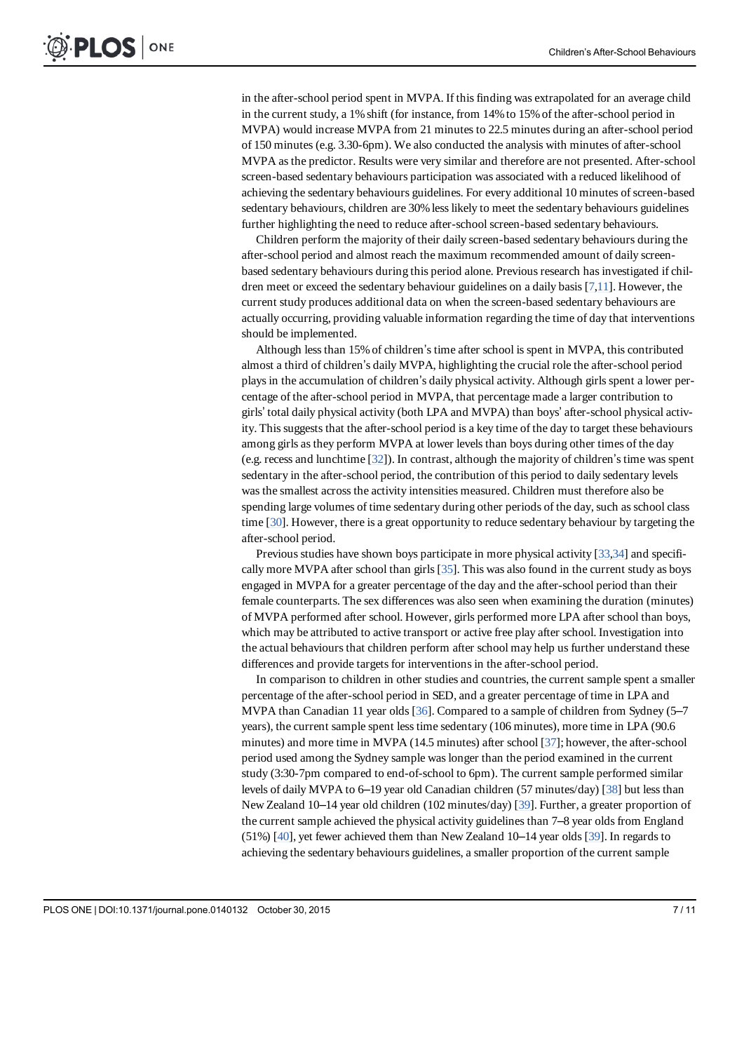in the after-school period spent in MVPA. If this finding was extrapolated for an average child in the current study, a 1% shift (for instance, from 14% to 15% of the after-school period in MVPA) would increase MVPA from 21 minutes to 22.5 minutes during an after-school period of 150 minutes (e.g. 3.30-6pm). We also conducted the analysis with minutes of after-school MVPA as the predictor. Results were very similar and therefore are not presented. After-school screen-based sedentary behaviours participation was associated with a reduced likelihood of achieving the sedentary behaviours guidelines. For every additional 10 minutes of screen-based sedentary behaviours, children are 30% less likely to meet the sedentary behaviours guidelines further highlighting the need to reduce after-school screen-based sedentary behaviours.

Children perform the majority of their daily screen-based sedentary behaviours during the after-school period and almost reach the maximum recommended amount of daily screen-based sedentary behaviours during this period alone. Previous research has investigated if children meet or exceed the sedentary behaviour guidelines on a daily basis [7,11]. However, the current study produces additional data on when the screen-based sedentary behaviours are actually occurring, providing valuable information regarding the time of day that interventions should be implemented.

Although less than 15% of children's time after school is spent in MVPA, this contributed almost a third of children's daily MVPA, highlighting the crucial role the after-school period plays in the accumulation of children's daily physical activity. Although girls spent a lower percentage of the after-school period in MVPA, that percentage made a larger contribution to girls' total daily physical activity (both LPA and MVPA) than boys' after-school physical activity. This suggests that the after-school period is a key time of the day to target these behaviours among girls as they perform MVPA at lower levels than boys during other times of the day (e.g. recess and lunchtime [32]). In contrast, although the majority of children's time was spent sedentary in the after-school period, the contribution of this period to daily sedentary levels was the smallest across the activity intensities measured. Children must therefore also be spending large volumes of time sedentary during other periods of the day, such as school class time [30]. However, there is a great opportunity to reduce sedentary behaviour by targeting the after-school period.

Previous studies have shown boys participate in more physical activity [33,34] and specifically more MVPA after school than girls [35]. This was also found in the current study as boys engaged in MVPA for a greater percentage of the day and the after-school period than their female counterparts. The sex differences was also seen when examining the duration (minutes) of MVPA performed after school. However, girls performed more LPA after school than boys, which may be attributed to active transport or active free play after school. Investigation into the actual behaviours that children perform after school may help us further understand these differences and provide targets for interventions in the after-school period.

In comparison to children in other studies and countries, the current sample spent a smaller percentage of the after-school period in SED, and a greater percentage of time in LPA and MVPA than Canadian 11 year olds [36]. Compared to a sample of children from Sydney (5–7 years), the current sample spent less time sedentary (106 minutes), more time in LPA (90.6 minutes) and more time in MVPA (14.5 minutes) after school [37]; however, the after-school period used among the Sydney sample was longer than the period examined in the current study (3:30-7pm compared to end-of-school to 6pm). The current sample performed similar levels of daily MVPA to 6–19 year old Canadian children (57 minutes/day) [38] but less than New Zealand 10–14 year old children (102 minutes/day) [39]. Further, a greater proportion of the current sample achieved the physical activity guidelines than 7–8 year olds from England (51%) [40], yet fewer achieved them than New Zealand 10–14 year olds [39]. In regards to achieving the sedentary behaviours guidelines, a smaller proportion of the current sample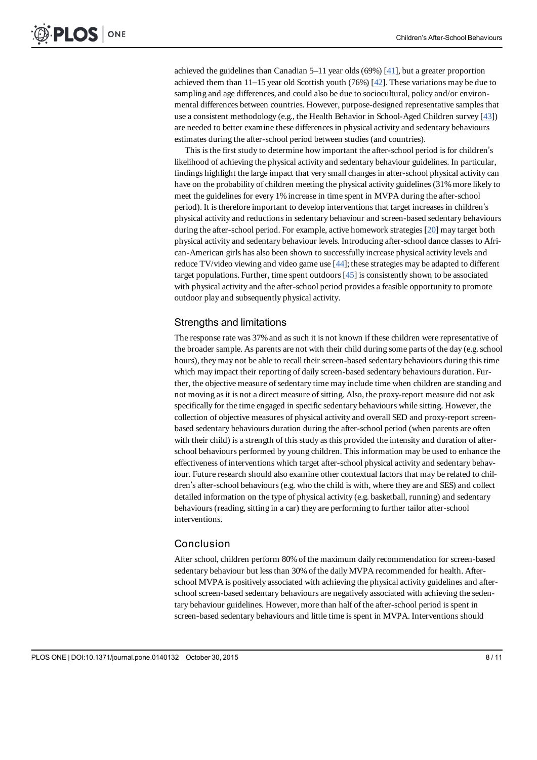achieved the guidelines than Canadian 5–11 year olds (69%) [41], but a greater proportion achieved them than 11–15 year old Scottish youth (76%) [42]. These variations may be due to sampling and age differences, and could also be due to sociocultural, policy and/or environmental differences between countries. However, purpose-designed representative samples that use a consistent methodology (e.g., the Health Behavior in School-Aged Children survey [43]) are needed to better examine these differences in physical activity and sedentary behaviours estimates during the after-school period between studies (and countries).

This is the first study to determine how important the after-school period is for children's likelihood of achieving the physical activity and sedentary behaviour guidelines. In particular, findings highlight the large impact that very small changes in after-school physical activity can have on the probability of children meeting the physical activity guidelines (31% more likely to meet the guidelines for every 1% increase in time spent in MVPA during the after-school period). It is therefore important to develop interventions that target increases in children's physical activity and reductions in sedentary behaviour and screen-based sedentary behaviours during the after-school period. For example, active homework strategies [20] may target both physical activity and sedentary behaviour levels. Introducing after-school dance classes to African-American girls has also been shown to successfully increase physical activity levels and reduce TV/video viewing and video game use [44]; these strategies may be adapted to different target populations. Further, time spent outdoors [45] is consistently shown to be associated with physical activity and the after-school period provides a feasible opportunity to promote outdoor play and subsequently physical activity.

## Strengths and limitations

The response rate was 37% and as such it is not known if these children were representative of the broader sample. As parents are not with their child during some parts of the day (e.g. school hours), they may not be able to recall their screen-based sedentary behaviours during this time which may impact their reporting of daily screen-based sedentary behaviours duration. Further, the objective measure of sedentary time may include time when children are standing and not moving as it is not a direct measure of sitting. Also, the proxy-report measure did not ask specifically for the time engaged in specific sedentary behaviours while sitting. However, the collection of objective measures of physical activity and overall SED and proxy-report screen-based sedentary behaviours duration during the after-school period (when parents are often with their child) is a strength of this study as this provided the intensity and duration of after-school behaviours performed by young children. This information may be used to enhance the effectiveness of interventions which target after-school physical activity and sedentary behaviour. Future research should also examine other contextual factors that may be related to children's after-school behaviours (e.g. who the child is with, where they are and SES) and collect detailed information on the type of physical activity (e.g. basketball, running) and sedentary behaviours (reading, sitting in a car) they are performing to further tailor after-school interventions.

## Conclusion

After school, children perform 80% of the maximum daily recommendation for screen-based sedentary behaviour but less than 30% of the daily MVPA recommended for health. After-school MVPA is positively associated with achieving the physical activity guidelines and after-school screen-based sedentary behaviours are negatively associated with achieving the sedentary behaviour guidelines. However, more than half of the after-school period is spent in screen-based sedentary behaviours and little time is spent in MVPA. Interventions should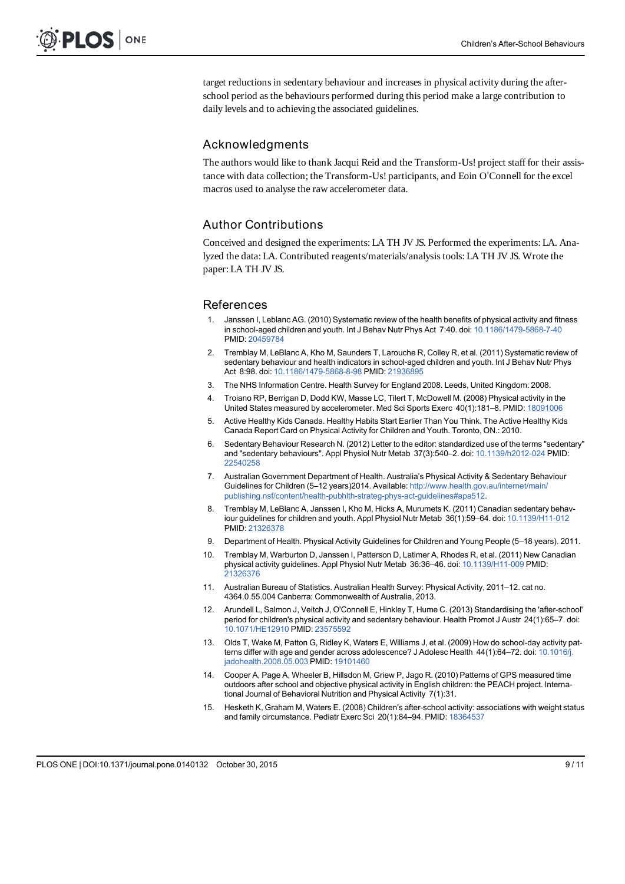target reductions in sedentary behaviour and increases in physical activity during the after-school period as the behaviours performed during this period make a large contribution to daily levels and to achieving the associated guidelines.

## Acknowledgments

The authors would like to thank Jacqui Reid and the Transform-Us! project staff for their assistance with data collection; the Transform-Us! participants, and Eoin O'Connell for the excel macros used to analyse the raw accelerometer data.

## Author Contributions

Conceived and designed the experiments: LA TH JV JS. Performed the experiments: LA. Analyzed the data: LA. Contributed reagents/materials/analysis tools: LA TH JV JS. Wrote the paper: LA TH JV JS.

## References

1. Janssen I, Leblanc AG. (2010) Systematic review of the health benefits of physical activity and fitness in school-aged children and youth. Int J Behav Nutr Phys Act 7:40. doi: 10.1186/1479-5868-7-40 PMID: 20459784
2. Tremblay M, LeBlanc A, Kho M, Saunders T, Larouche R, Colley R, et al. (2011) Systematic review of sedentary behaviour and health indicators in school-aged children and youth. Int J Behav Nutr Phys Act 8:98. doi: 10.1186/1479-5868-8-98 PMID: 21936895
3. The NHS Information Centre. Health Survey for England 2008. Leeds, United Kingdom: 2008.
4. Troiano RP, Berrigan D, Dodd KW, Masse LC, Tilert T, McDowell M. (2008) Physical activity in the United States measured by accelerometer. Med Sci Sports Exerc 40(1):181–8. PMID: 18091006
5. Active Healthy Kids Canada. Healthy Habits Start Earlier Than You Think. The Active Healthy Kids Canada Report Card on Physical Activity for Children and Youth. Toronto, ON.: 2010.
6. Sedentary Behaviour Research N. (2012) Letter to the editor: standardized use of the terms "sedentary" and "sedentary behaviours". Appl Physiol Nutr Metab 37(3):540–2. doi: 10.1139/h2012-024 PMID: 22540258
7. Australian Government Department of Health. Australia's Physical Activity & Sedentary Behaviour Guidelines for Children (5–12 years)2014. Available: http://www.health.gov.au/internet/main/publishing.nsf/content/health-pubhlth-strateg-phys-act-guidelines#apa512.
8. Tremblay M, LeBlanc A, Janssen I, Kho M, Hicks A, Murumets K. (2011) Canadian sedentary behaviour guidelines for children and youth. Appl Physiol Nutr Metab 36(1):59–64. doi: 10.1139/H11-012 PMID: 21326378
9. Department of Health. Physical Activity Guidelines for Children and Young People (5–18 years). 2011.
10. Tremblay M, Warburton D, Janssen I, Patterson D, Latimer A, Rhodes R, et al. (2011) New Canadian physical activity guidelines. Appl Physiol Nutr Metab 36:36–46. doi: 10.1139/H11-009 PMID: 21326376
11. Australian Bureau of Statistics. Australian Health Survey: Physical Activity, 2011–12. cat no. 4364.0.55.004 Canberra: Commonwealth of Australia, 2013.
12. Arundell L, Salmon J, Veitch J, O'Connell E, Hinkley T, Hume C. (2013) Standardising the 'after-school' period for children's physical activity and sedentary behaviour. Health Promot J Austr 24(1):65–7. doi: 10.1071/HE12910 PMID: 23575592
13. Olds T, Wake M, Patton G, Ridley K, Waters E, Williams J, et al. (2009) How do school-day activity patterns differ with age and gender across adolescence? J Adolesc Health 44(1):64–72. doi: 10.1016/j.jadohealth.2008.05.003 PMID: 19101460
14. Cooper A, Page A, Wheeler B, Hillsdon M, Griew P, Jago R. (2010) Patterns of GPS measured time outdoors after school and objective physical activity in English children: the PEACH project. International Journal of Behavioral Nutrition and Physical Activity 7(1):31.
15. Hesketh K, Graham M, Waters E. (2008) Children's after-school activity: associations with weight status and family circumstance. Pediatr Exerc Sci 20(1):84–94. PMID: 18364537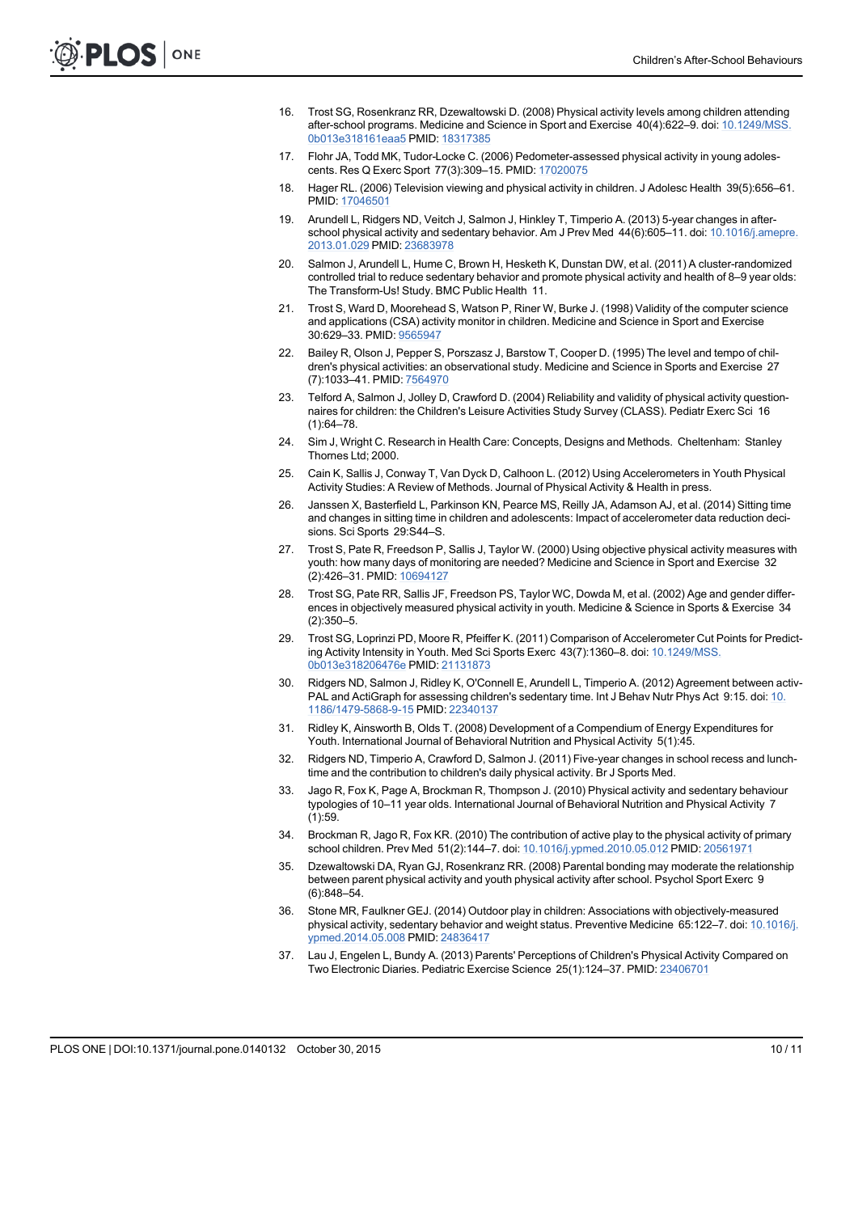16. Trost SG, Rosenkranz RR, Dzewaltowski D. (2008) Physical activity levels among children attending after-school programs. Medicine and Science in Sport and Exercise 40(4):622–9. doi: 10.1249/MSS.0b013e318161eaa5 PMID: 18317385
17. Flohr JA, Todd MK, Tudor-Locke C. (2006) Pedometer-assessed physical activity in young adolescents. Res Q Exerc Sport 77(3):309–15. PMID: 17020075
18. Hager RL. (2006) Television viewing and physical activity in children. J Adolesc Health 39(5):656–61. PMID: 17046501
19. Arundell L, Ridgers ND, Veitch J, Salmon J, Hinkley T, Timperio A. (2013) 5-year changes in after-school physical activity and sedentary behavior. Am J Prev Med 44(6):605–11. doi: 10.1016/j.amepre.2013.01.029 PMID: 23683978
20. Salmon J, Arundell L, Hume C, Brown H, Hesketh K, Dunstan DW, et al. (2011) A cluster-randomized controlled trial to reduce sedentary behavior and promote physical activity and health of 8–9 year olds: The Transform-Us! Study. BMC Public Health 11.
21. Trost S, Ward D, Moorehead S, Watson P, Riner W, Burke J. (1998) Validity of the computer science and applications (CSA) activity monitor in children. Medicine and Science in Sport and Exercise 30:629–33. PMID: 9565947
22. Bailey R, Olson J, Pepper S, Porszasz J, Barstow T, Cooper D. (1995) The level and tempo of children's physical activities: an observational study. Medicine and Science in Sports and Exercise 27 (7):1033–41. PMID: 7564970
23. Telford A, Salmon J, Jolley D, Crawford D. (2004) Reliability and validity of physical activity questionnaires for children: the Children's Leisure Activities Study Survey (CLASS). Pediatr Exerc Sci 16 (1):64–78.
24. Sim J, Wright C. Research in Health Care: Concepts, Designs and Methods. Cheltenham: Stanley Thornes Ltd; 2000.
25. Cain K, Sallis J, Conway T, Van Dyck D, Calhoon L. (2012) Using Accelerometers in Youth Physical Activity Studies: A Review of Methods. Journal of Physical Activity & Health in press.
26. Janssen X, Basterfield L, Parkinson KN, Pearce MS, Reilly JA, Adamson AJ, et al. (2014) Sitting time and changes in sitting time in children and adolescents: Impact of accelerometer data reduction decisions. Sci Sports 29:S44–S.
27. Trost S, Pate R, Freedson P, Sallis J, Taylor W. (2000) Using objective physical activity measures with youth: how many days of monitoring are needed? Medicine and Science in Sport and Exercise 32 (2):426–31. PMID: 10694127
28. Trost SG, Pate RR, Sallis JF, Freedson PS, Taylor WC, Dowda M, et al. (2002) Age and gender differences in objectively measured physical activity in youth. Medicine & Science in Sports & Exercise 34 (2):350–5.
29. Trost SG, Loprinzi PD, Moore R, Pfeiffer K. (2011) Comparison of Accelerometer Cut Points for Predicting Activity Intensity in Youth. Med Sci Sports Exerc 43(7):1360–8. doi: 10.1249/MSS.0b013e318206476e PMID: 21131873
30. Ridgers ND, Salmon J, Ridley K, O'Connell E, Arundell L, Timperio A. (2012) Agreement between activPAL and ActiGraph for assessing children's sedentary time. Int J Behav Nutr Phys Act 9:15. doi: 10.1186/1479-5868-9-15 PMID: 22340137
31. Ridley K, Ainsworth B, Olds T. (2008) Development of a Compendium of Energy Expenditures for Youth. International Journal of Behavioral Nutrition and Physical Activity 5(1):45.
32. Ridgers ND, Timperio A, Crawford D, Salmon J. (2011) Five-year changes in school recess and lunchtime and the contribution to children's daily physical activity. Br J Sports Med.
33. Jago R, Fox K, Page A, Brockman R, Thompson J. (2010) Physical activity and sedentary behaviour typologies of 10–11 year olds. International Journal of Behavioral Nutrition and Physical Activity 7 (1):59.
34. Brockman R, Jago R, Fox KR. (2010) The contribution of active play to the physical activity of primary school children. Prev Med 51(2):144–7. doi: 10.1016/j.ypmed.2010.05.012 PMID: 20561971
35. Dzewaltowski DA, Ryan GJ, Rosenkranz RR. (2008) Parental bonding may moderate the relationship between parent physical activity and youth physical activity after school. Psychol Sport Exerc 9 (6):848–54.
36. Stone MR, Faulkner GEJ. (2014) Outdoor play in children: Associations with objectively-measured physical activity, sedentary behavior and weight status. Preventive Medicine 65:122–7. doi: 10.1016/j.ypmed.2014.05.008 PMID: 24836417
37. Lau J, Engelen L, Bundy A. (2013) Parents' Perceptions of Children's Physical Activity Compared on Two Electronic Diaries. Pediatric Exercise Science 25(1):124–37. PMID: 23406701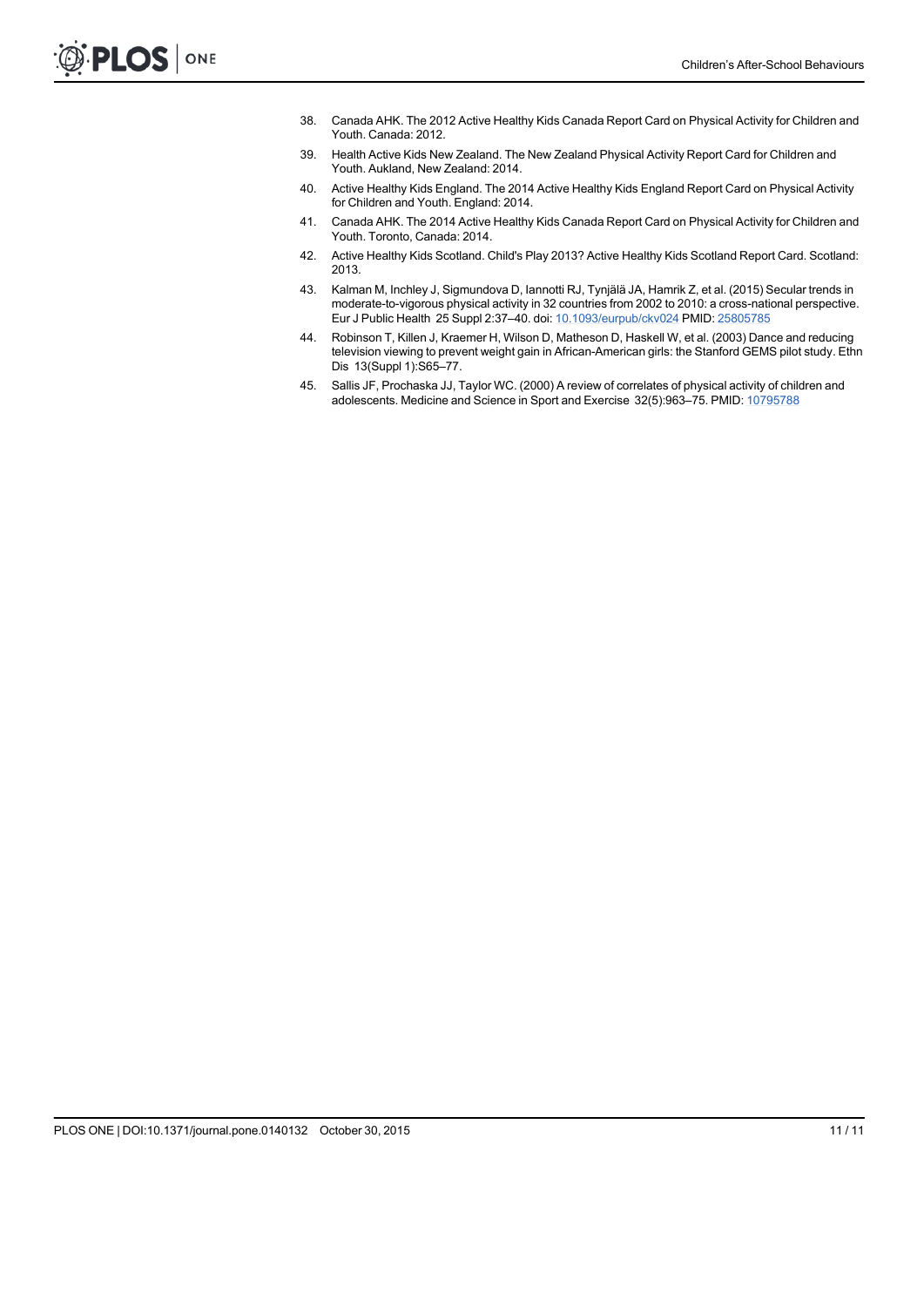38. Canada AHK. The 2012 Active Healthy Kids Canada Report Card on Physical Activity for Children and Youth. Canada: 2012.
39. Health Active Kids New Zealand. The New Zealand Physical Activity Report Card for Children and Youth. Aukland, New Zealand: 2014.
40. Active Healthy Kids England. The 2014 Active Healthy Kids England Report Card on Physical Activity for Children and Youth. England: 2014.
41. Canada AHK. The 2014 Active Healthy Kids Canada Report Card on Physical Activity for Children and Youth. Toronto, Canada: 2014.
42. Active Healthy Kids Scotland. Child's Play 2013? Active Healthy Kids Scotland Report Card. Scotland: 2013.
43. Kalman M, Inchley J, Sigmundova D, Iannotti RJ, Tynjälä JA, Hamrik Z, et al. (2015) Secular trends in moderate-to-vigorous physical activity in 32 countries from 2002 to 2010: a cross-national perspective. Eur J Public Health 25 Suppl 2:37–40. doi: 10.1093/eurpub/ckv024 PMID: 25805785
44. Robinson T, Killen J, Kraemer H, Wilson D, Matheson D, Haskell W, et al. (2003) Dance and reducing television viewing to prevent weight gain in African-American girls: the Stanford GEMS pilot study. Ethn Dis 13(Suppl 1):S65–77.
45. Sallis JF, Prochaska JJ, Taylor WC. (2000) A review of correlates of physical activity of children and adolescents. Medicine and Science in Sport and Exercise 32(5):963–75. PMID: 10795788